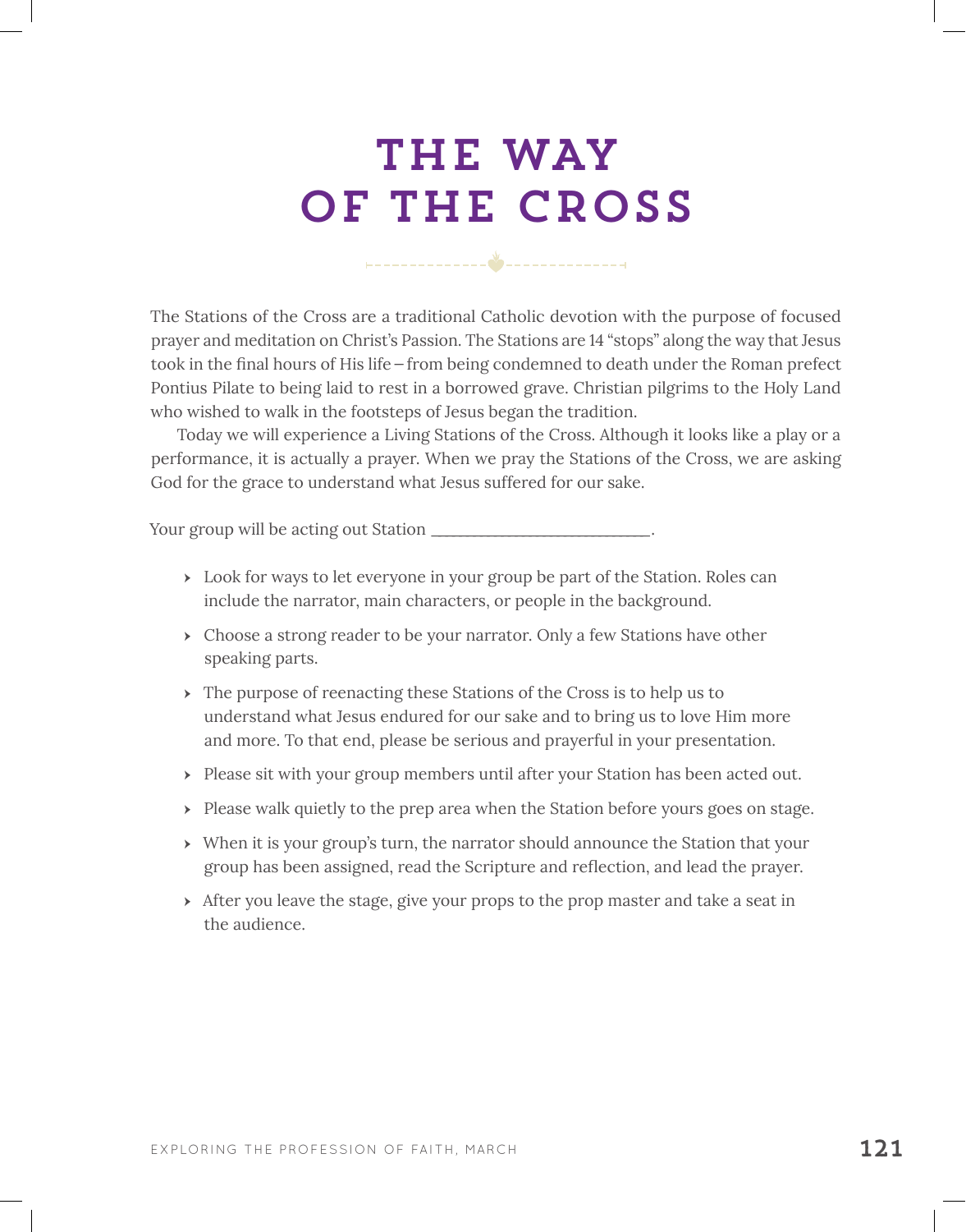# THE WAY OF THE CROSS

The Stations of the Cross are a traditional Catholic devotion with the purpose of focused prayer and meditation on Christ's Passion. The Stations are 14 "stops" along the way that Jesus took in the final hours of His life – from being condemned to death under the Roman prefect Pontius Pilate to being laid to rest in a borrowed grave. Christian pilgrims to the Holy Land who wished to walk in the footsteps of Jesus began the tradition.

Today we will experience a Living Stations of the Cross. Although it looks like a play or a performance, it is actually a prayer. When we pray the Stations of the Cross, we are asking God for the grace to understand what Jesus suffered for our sake.

Your group will be acting out Station ___________________________.

- Look for ways to let everyone in your group be part of the Station. Roles can include the narrator, main characters, or people in the background.
- Choose a strong reader to be your narrator. Only a few Stations have other speaking parts.
- The purpose of reenacting these Stations of the Cross is to help us to understand what Jesus endured for our sake and to bring us to love Him more and more. To that end, please be serious and prayerful in your presentation.
- Please sit with your group members until after your Station has been acted out.
- Please walk quietly to the prep area when the Station before yours goes on stage.
- When it is your group's turn, the narrator should announce the Station that your group has been assigned, read the Scripture and reflection, and lead the prayer.
- After you leave the stage, give your props to the prop master and take a seat in the audience.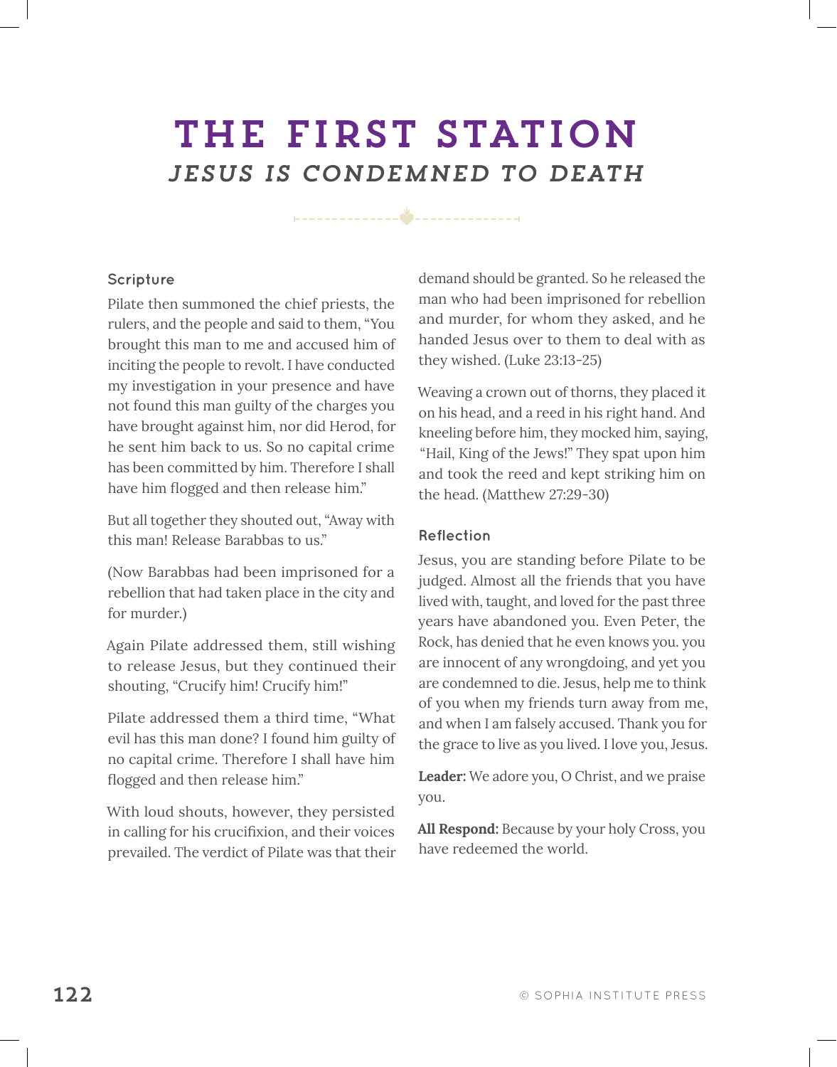# THE FIRST STATION

## *JESUS IS CONDEMNED TO DEATH*

### Scripture

Pilate then summoned the chief priests, the rulers, and the people and said to them, "You brought this man to me and accused him of inciting the people to revolt. I have conducted my investigation in your presence and have not found this man guilty of the charges you have brought against him, nor did Herod, for he sent him back to us. So no capital crime has been committed by him. Therefore I shall have him flogged and then release him."

But all together they shouted out, "Away with this man! Release Barabbas to us."

(Now Barabbas had been imprisoned for a rebellion that had taken place in the city and for murder.)

Again Pilate addressed them, still wishing to release Jesus, but they continued their shouting, "Crucify him! Crucify him!"

Pilate addressed them a third time, "What evil has this man done? I found him guilty of no capital crime. Therefore I shall have him flogged and then release him."

With loud shouts, however, they persisted in calling for his crucifixion, and their voices prevailed. The verdict of Pilate was that their demand should be granted. So he released the man who had been imprisoned for rebellion and murder, for whom they asked, and he handed Jesus over to them to deal with as they wished. (Luke 23:13-25)

Weaving a crown out of thorns, they placed it on his head, and a reed in his right hand. And kneeling before him, they mocked him, saying, "Hail, King of the Jews!" They spat upon him and took the reed and kept striking him on the head. (Matthew 27:29-30)

### Reflection

Jesus, you are standing before Pilate to be judged. Almost all the friends that you have lived with, taught, and loved for the past three years have abandoned you. Even Peter, the Rock, has denied that he even knows you. you are innocent of any wrongdoing, and yet you are condemned to die. Jesus, help me to think of you when my friends turn away from me, and when I am falsely accused. Thank you for the grace to live as you lived. I love you, Jesus.

**Leader:** We adore you, O Christ, and we praise you.

**All Respond:** Because by your holy Cross, you have redeemed the world.

© SOPHIA INSTITUTE PRESS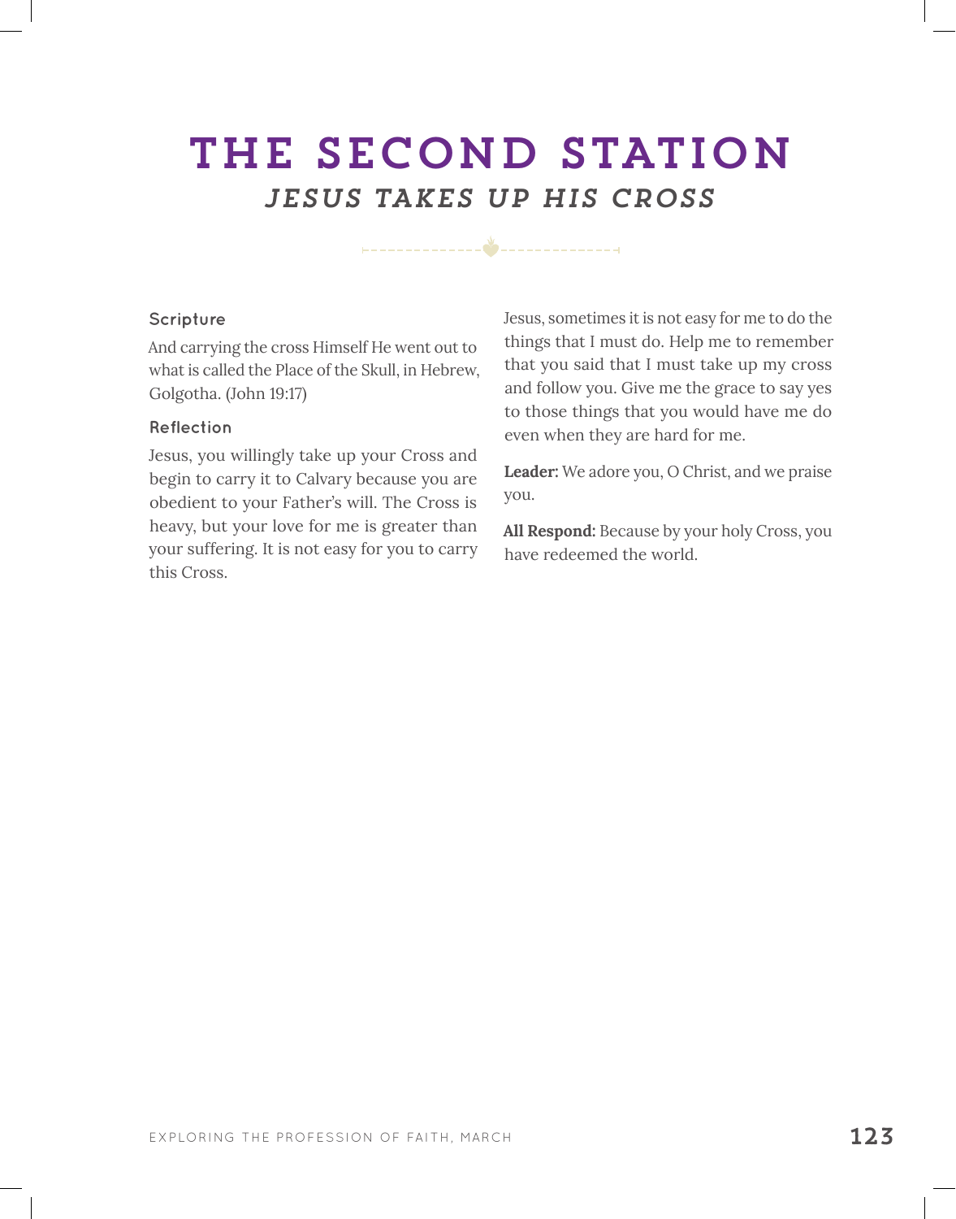# THE SECOND STATION

## *JESUS TAKES UP HIS CROSS*

### Scripture

And carrying the cross Himself He went out to what is called the Place of the Skull, in Hebrew, Golgotha. (John 19:17)

### Reflection

Jesus, you willingly take up your Cross and begin to carry it to Calvary because you are obedient to your Father's will. The Cross is heavy, but your love for me is greater than your suffering. It is not easy for you to carry this Cross.

Jesus, sometimes it is not easy for me to do the things that I must do. Help me to remember that you said that I must take up my cross and follow you. Give me the grace to say yes to those things that you would have me do even when they are hard for me.

**Leader:** We adore you, O Christ, and we praise you.

**All Respond:** Because by your holy Cross, you have redeemed the world.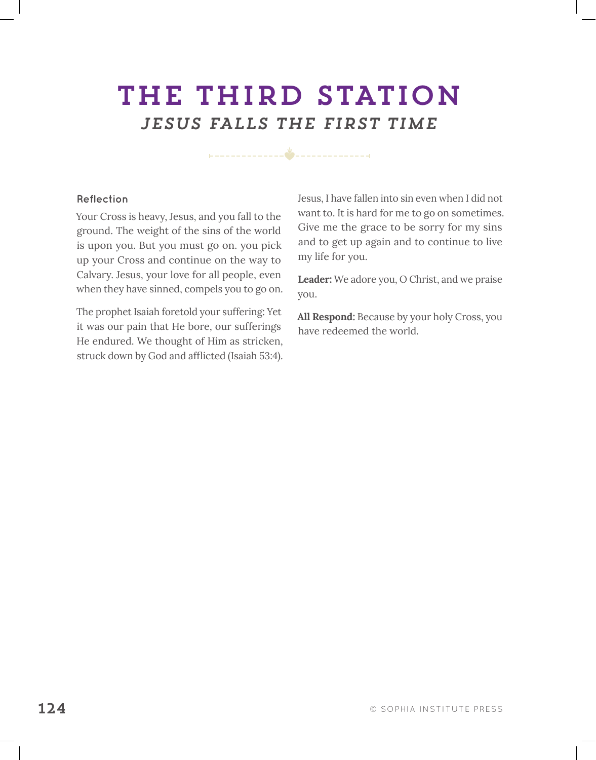# THE THIRD STATION

## *JESUS FALLS THE FIRST TIME*

### Reflection

Your Cross is heavy, Jesus, and you fall to the ground. The weight of the sins of the world is upon you. But you must go on. you pick up your Cross and continue on the way to Calvary. Jesus, your love for all people, even when they have sinned, compels you to go on.

The prophet Isaiah foretold your suffering: Yet it was our pain that He bore, our sufferings He endured. We thought of Him as stricken, struck down by God and afflicted (Isaiah 53:4).

Jesus, I have fallen into sin even when I did not want to. It is hard for me to go on sometimes. Give me the grace to be sorry for my sins and to get up again and to continue to live my life for you.

**Leader:** We adore you, O Christ, and we praise you.

**All Respond:** Because by your holy Cross, you have redeemed the world.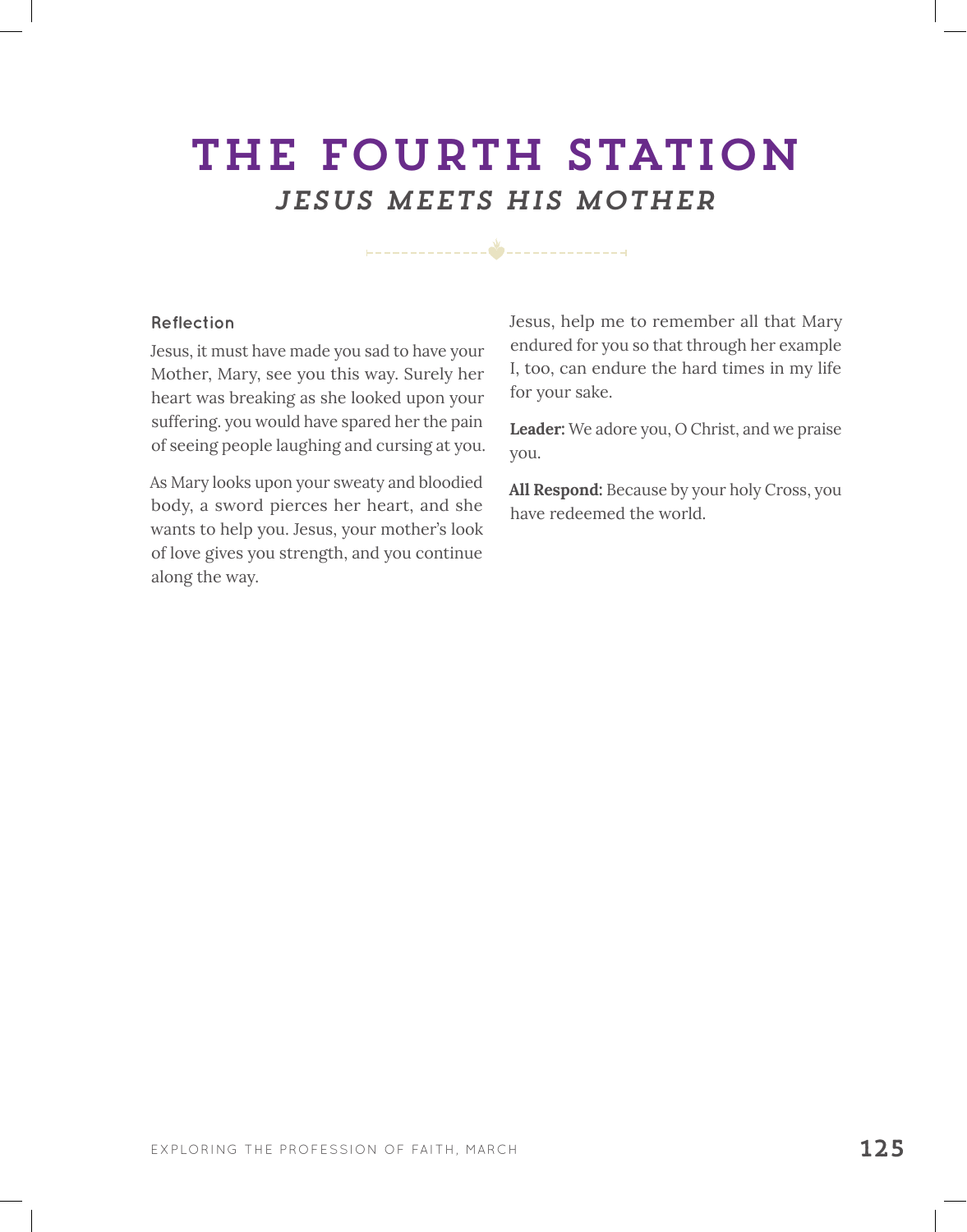# THE FOURTH STATION

## *JESUS MEETS HIS MOTHER*

### Reflection

Jesus, it must have made you sad to have your Mother, Mary, see you this way. Surely her heart was breaking as she looked upon your suffering. you would have spared her the pain of seeing people laughing and cursing at you.

As Mary looks upon your sweaty and bloodied body, a sword pierces her heart, and she wants to help you. Jesus, your mother's look of love gives you strength, and you continue along the way.

Jesus, help me to remember all that Mary endured for you so that through her example I, too, can endure the hard times in my life for your sake.

**Leader:** We adore you, O Christ, and we praise you.

**All Respond:** Because by your holy Cross, you have redeemed the world.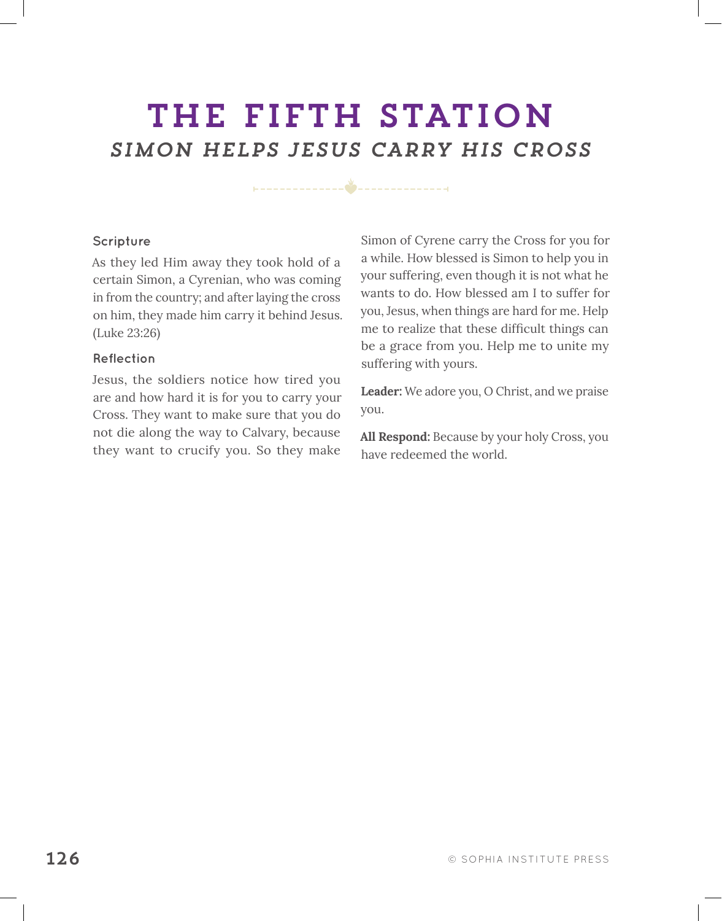# THE FIFTH STATION

## *SIMON HELPS JESUS CARRY HIS CROSS*

### Scripture

As they led Him away they took hold of a certain Simon, a Cyrenian, who was coming in from the country; and after laying the cross on him, they made him carry it behind Jesus. (Luke 23:26)

### Reflection

Jesus, the soldiers notice how tired you are and how hard it is for you to carry your Cross. They want to make sure that you do not die along the way to Calvary, because they want to crucify you. So they make Simon of Cyrene carry the Cross for you for a while. How blessed is Simon to help you in your suffering, even though it is not what he wants to do. How blessed am I to suffer for you, Jesus, when things are hard for me. Help me to realize that these difficult things can be a grace from you. Help me to unite my suffering with yours.

**Leader:** We adore you, O Christ, and we praise you.

**All Respond:** Because by your holy Cross, you have redeemed the world.

© SOPHIA INSTITUTE PRESS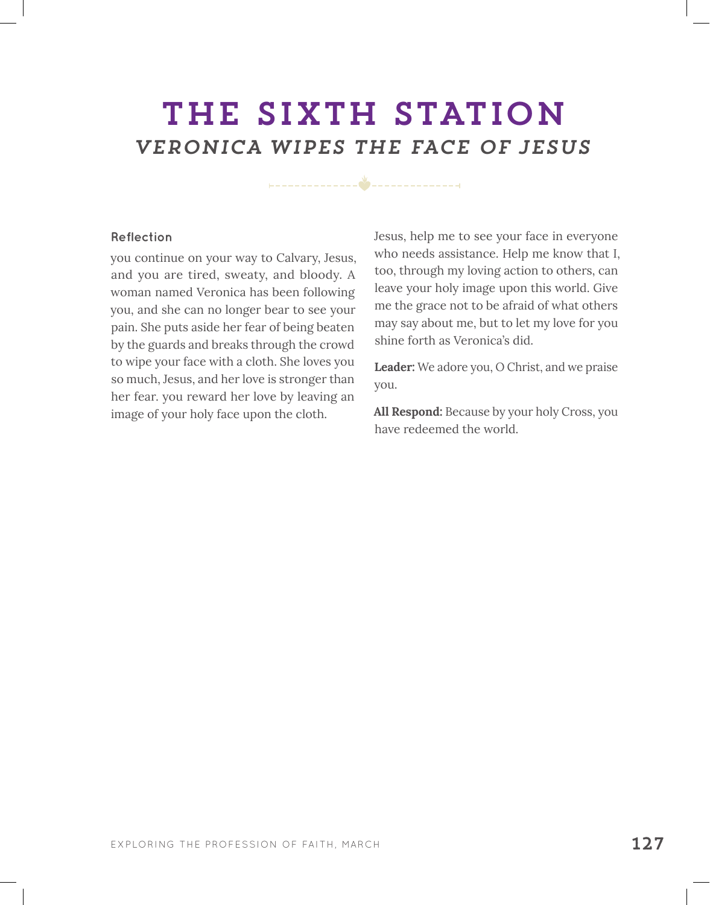# THE SIXTH STATION

## *VERONICA WIPES THE FACE OF JESUS*

### Reflection

you continue on your way to Calvary, Jesus, and you are tired, sweaty, and bloody. A woman named Veronica has been following you, and she can no longer bear to see your pain. She puts aside her fear of being beaten by the guards and breaks through the crowd to wipe your face with a cloth. She loves you so much, Jesus, and her love is stronger than her fear. you reward her love by leaving an image of your holy face upon the cloth.

Jesus, help me to see your face in everyone who needs assistance. Help me know that I, too, through my loving action to others, can leave your holy image upon this world. Give me the grace not to be afraid of what others may say about me, but to let my love for you shine forth as Veronica's did.

**Leader:** We adore you, O Christ, and we praise you.

**All Respond:** Because by your holy Cross, you have redeemed the world.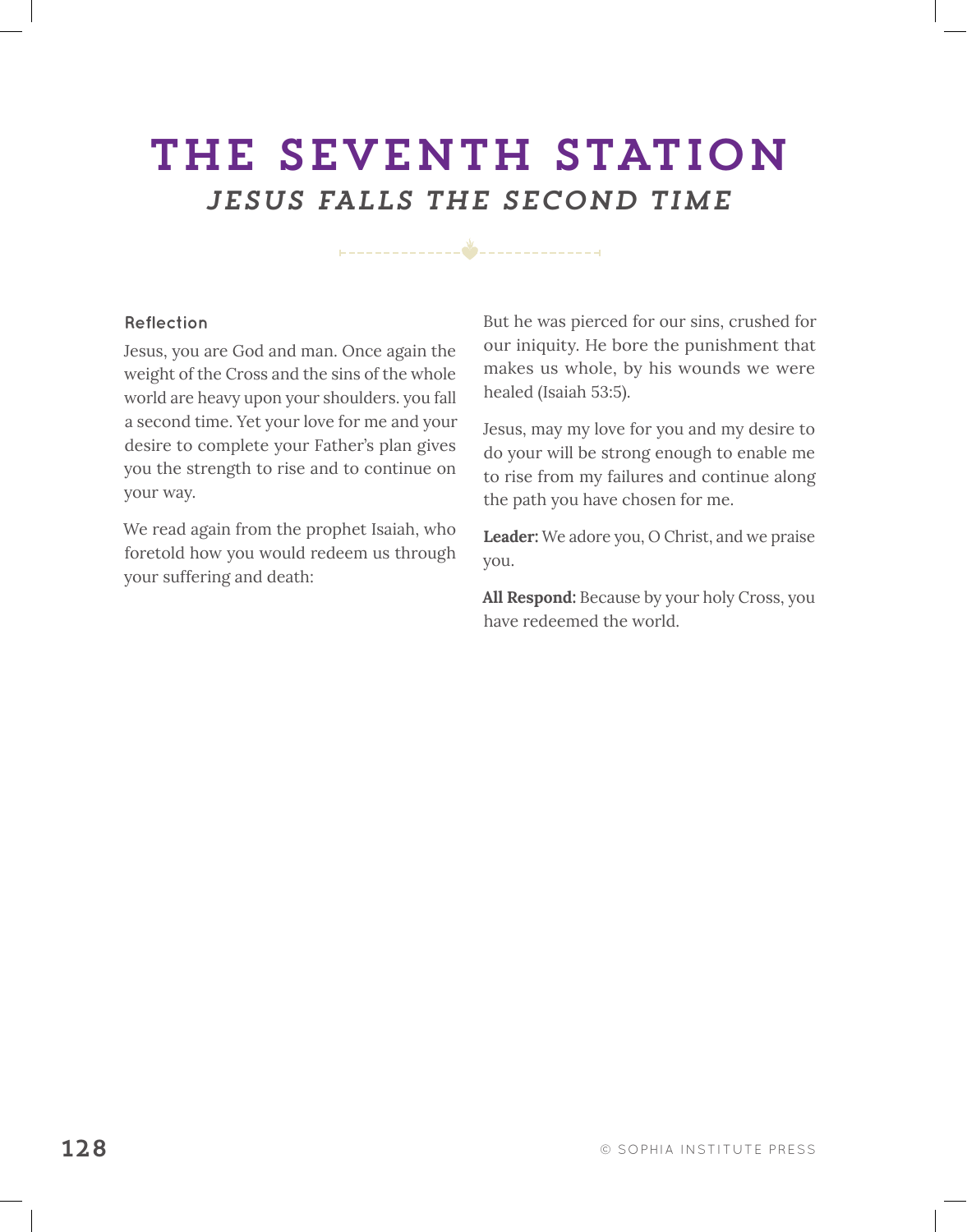# THE SEVENTH STATION

## *JESUS FALLS THE SECOND TIME*

### Reflection

Jesus, you are God and man. Once again the weight of the Cross and the sins of the whole world are heavy upon your shoulders. you fall a second time. Yet your love for me and your desire to complete your Father's plan gives you the strength to rise and to continue on your way.

We read again from the prophet Isaiah, who foretold how you would redeem us through your suffering and death:

But he was pierced for our sins, crushed for our iniquity. He bore the punishment that makes us whole, by his wounds we were healed (Isaiah 53:5).

Jesus, may my love for you and my desire to do your will be strong enough to enable me to rise from my failures and continue along the path you have chosen for me.

**Leader:** We adore you, O Christ, and we praise you.

**All Respond:** Because by your holy Cross, you have redeemed the world.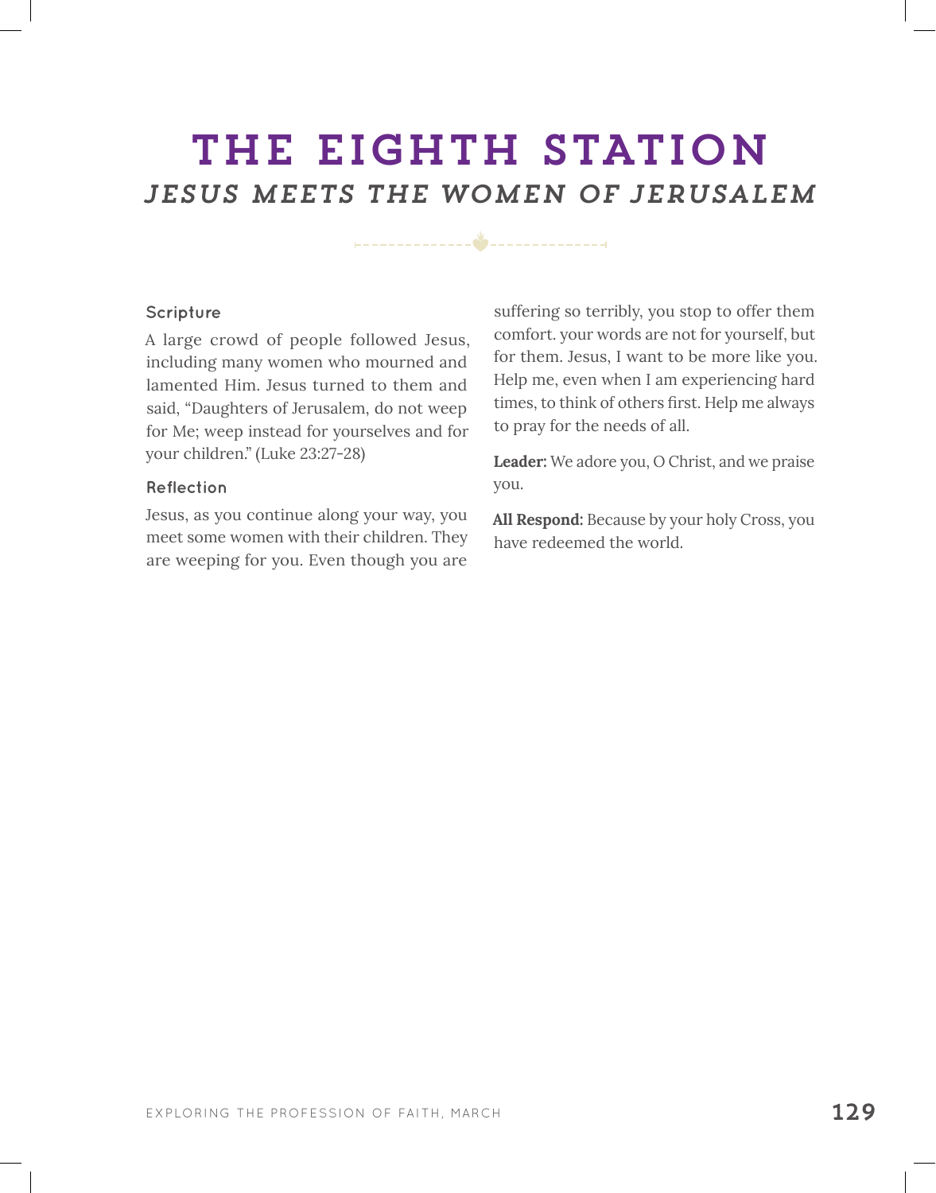# THE EIGHTH STATION

## *JESUS MEETS THE WOMEN OF JERUSALEM*

### Scripture

A large crowd of people followed Jesus, including many women who mourned and lamented Him. Jesus turned to them and said, "Daughters of Jerusalem, do not weep for Me; weep instead for yourselves and for your children." (Luke 23:27-28)

### Reflection

Jesus, as you continue along your way, you meet some women with their children. They are weeping for you. Even though you are suffering so terribly, you stop to offer them comfort. your words are not for yourself, but for them. Jesus, I want to be more like you. Help me, even when I am experiencing hard times, to think of others first. Help me always to pray for the needs of all.

**Leader:** We adore you, O Christ, and we praise you.

**All Respond:** Because by your holy Cross, you have redeemed the world.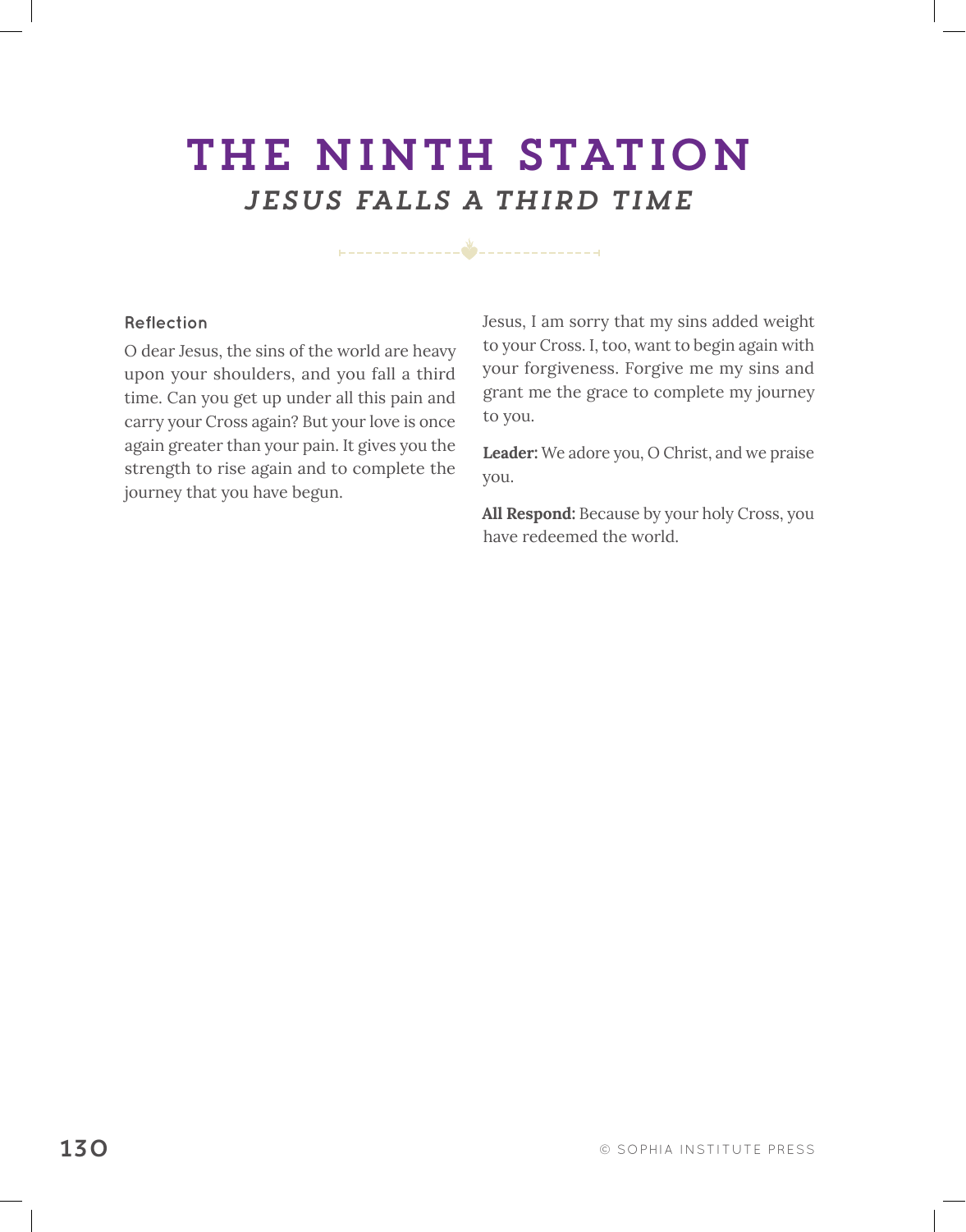# THE NINTH STATION

## *JESUS FALLS A THIRD TIME*

### Reflection

O dear Jesus, the sins of the world are heavy upon your shoulders, and you fall a third time. Can you get up under all this pain and carry your Cross again? But your love is once again greater than your pain. It gives you the strength to rise again and to complete the journey that you have begun.

Jesus, I am sorry that my sins added weight to your Cross. I, too, want to begin again with your forgiveness. Forgive me my sins and grant me the grace to complete my journey to you.

**Leader:** We adore you, O Christ, and we praise you.

**All Respond:** Because by your holy Cross, you have redeemed the world.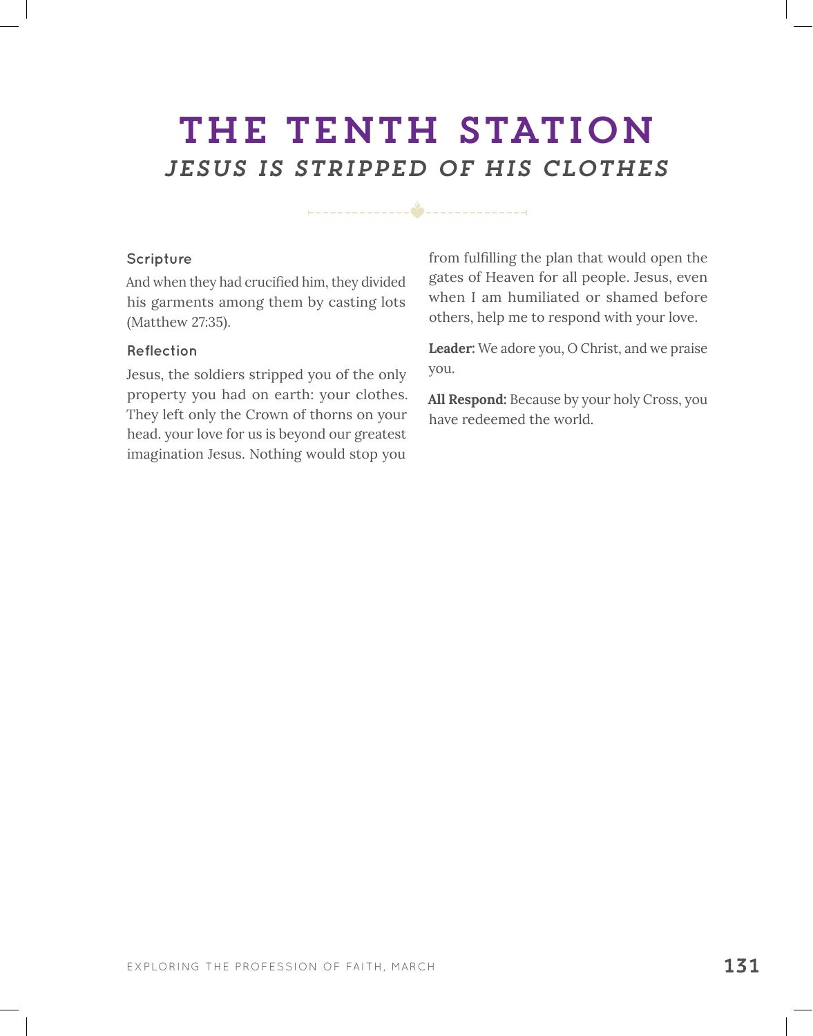# THE TENTH STATION

## *JESUS IS STRIPPED OF HIS CLOTHES*

### Scripture

And when they had crucified him, they divided his garments among them by casting lots (Matthew 27:35).

### Reflection

Jesus, the soldiers stripped you of the only property you had on earth: your clothes. They left only the Crown of thorns on your head. your love for us is beyond our greatest imagination Jesus. Nothing would stop you from fulfilling the plan that would open the gates of Heaven for all people. Jesus, even when I am humiliated or shamed before others, help me to respond with your love.

**Leader:** We adore you, O Christ, and we praise you.

**All Respond:** Because by your holy Cross, you have redeemed the world.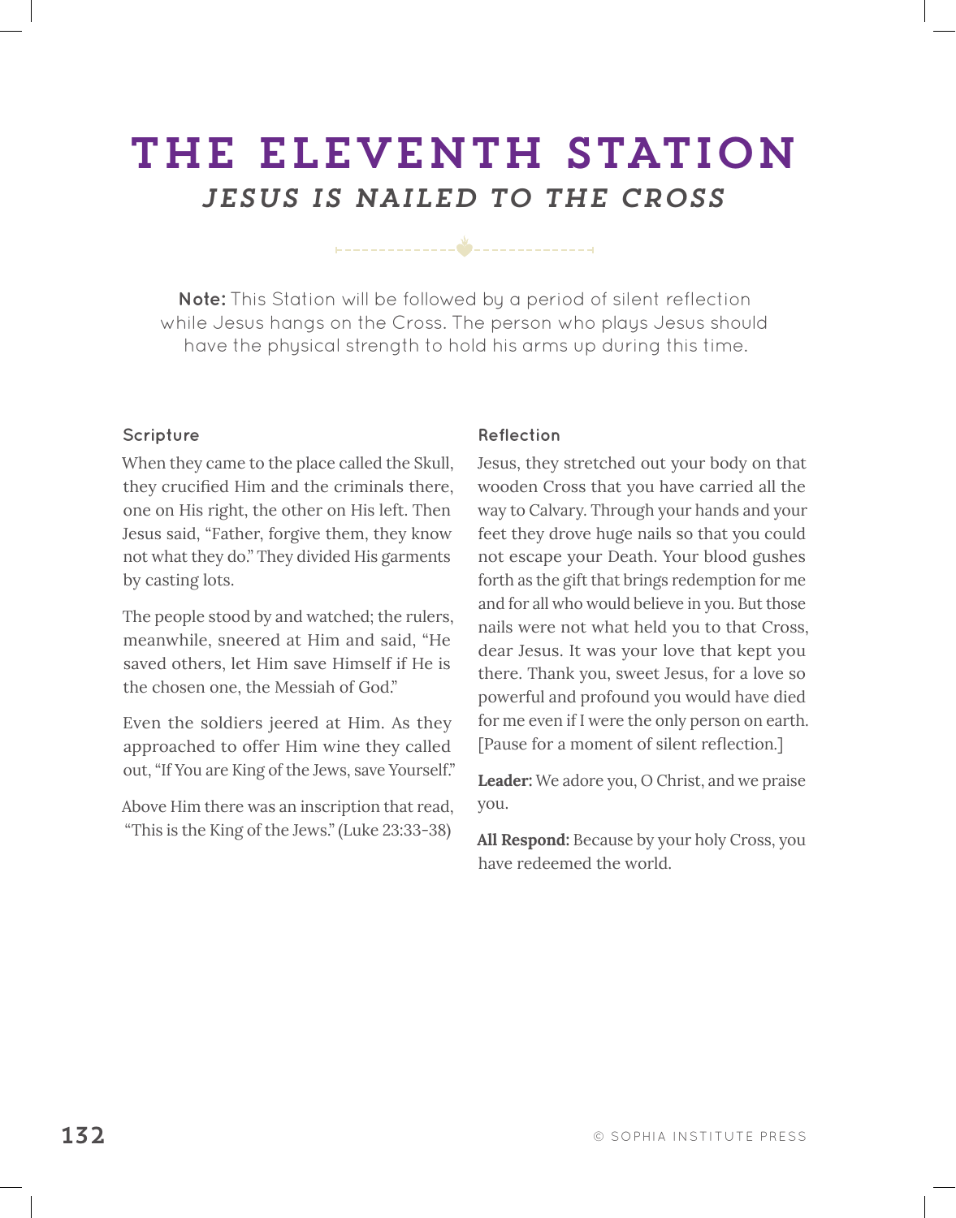# THE ELEVENTH STATION

## *JESUS IS NAILED TO THE CROSS*

**Note:** This Station will be followed by a period of silent reflection while Jesus hangs on the Cross. The person who plays Jesus should have the physical strength to hold his arms up during this time.

### Scripture

When they came to the place called the Skull, they crucified Him and the criminals there, one on His right, the other on His left. Then Jesus said, "Father, forgive them, they know not what they do." They divided His garments by casting lots.

The people stood by and watched; the rulers, meanwhile, sneered at Him and said, "He saved others, let Him save Himself if He is the chosen one, the Messiah of God."

Even the soldiers jeered at Him. As they approached to offer Him wine they called out, "If You are King of the Jews, save Yourself."

Above Him there was an inscription that read, "This is the King of the Jews." (Luke 23:33-38)

### Reflection

Jesus, they stretched out your body on that wooden Cross that you have carried all the way to Calvary. Through your hands and your feet they drove huge nails so that you could not escape your Death. Your blood gushes forth as the gift that brings redemption for me and for all who would believe in you. But those nails were not what held you to that Cross, dear Jesus. It was your love that kept you there. Thank you, sweet Jesus, for a love so powerful and profound you would have died for me even if I were the only person on earth. [Pause for a moment of silent reflection.]

**Leader:** We adore you, O Christ, and we praise you.

**All Respond:** Because by your holy Cross, you have redeemed the world.

© SOPHIA INSTITUTE PRESS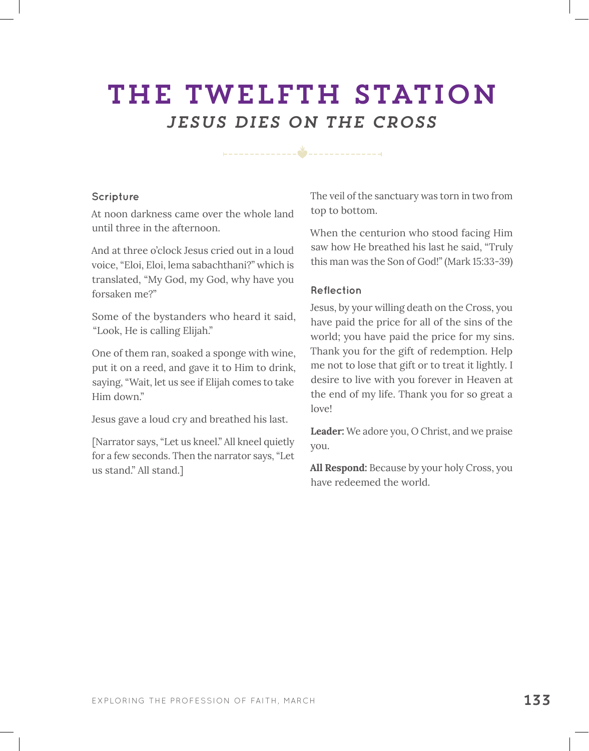# THE TWELFTH STATION

## *JESUS DIES ON THE CROSS*

### Scripture

At noon darkness came over the whole land until three in the afternoon.

And at three o'clock Jesus cried out in a loud voice, "Eloi, Eloi, lema sabachthani?" which is translated, "My God, my God, why have you forsaken me?"

Some of the bystanders who heard it said, "Look, He is calling Elijah."

One of them ran, soaked a sponge with wine, put it on a reed, and gave it to Him to drink, saying, "Wait, let us see if Elijah comes to take Him down."

Jesus gave a loud cry and breathed his last.

[Narrator says, "Let us kneel." All kneel quietly for a few seconds. Then the narrator says, "Let us stand." All stand.]

The veil of the sanctuary was torn in two from top to bottom.

When the centurion who stood facing Him saw how He breathed his last he said, "Truly this man was the Son of God!" (Mark 15:33-39)

### Reflection

Jesus, by your willing death on the Cross, you have paid the price for all of the sins of the world; you have paid the price for my sins. Thank you for the gift of redemption. Help me not to lose that gift or to treat it lightly. I desire to live with you forever in Heaven at the end of my life. Thank you for so great a love!

**Leader:** We adore you, O Christ, and we praise you.

**All Respond:** Because by your holy Cross, you have redeemed the world.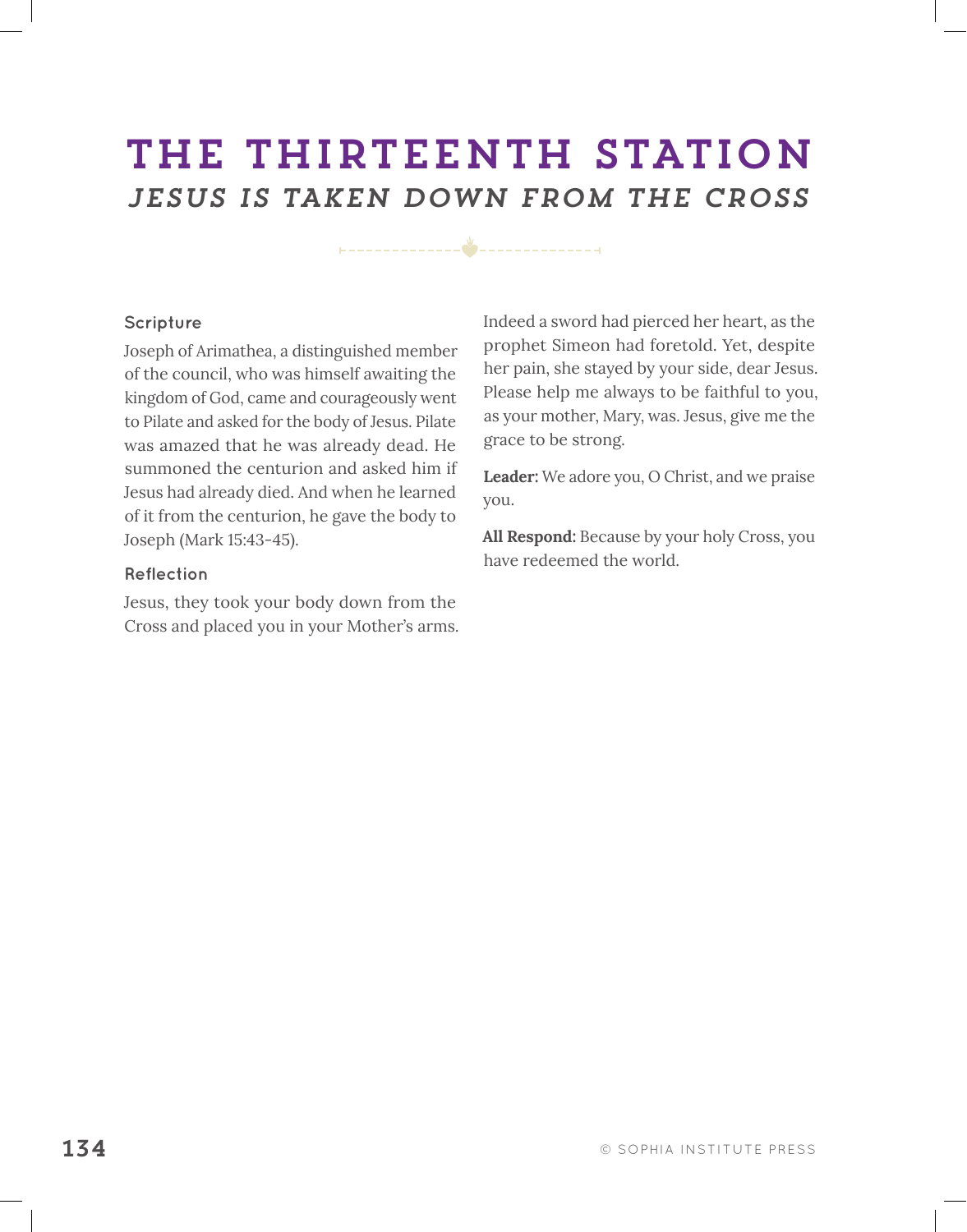# THE THIRTEENTH STATION

## *JESUS IS TAKEN DOWN FROM THE CROSS*

### Scripture

Joseph of Arimathea, a distinguished member of the council, who was himself awaiting the kingdom of God, came and courageously went to Pilate and asked for the body of Jesus. Pilate was amazed that he was already dead. He summoned the centurion and asked him if Jesus had already died. And when he learned of it from the centurion, he gave the body to Joseph (Mark 15:43-45).

### Reflection

Jesus, they took your body down from the Cross and placed you in your Mother's arms. Indeed a sword had pierced her heart, as the prophet Simeon had foretold. Yet, despite her pain, she stayed by your side, dear Jesus. Please help me always to be faithful to you, as your mother, Mary, was. Jesus, give me the grace to be strong.

**Leader:** We adore you, O Christ, and we praise you.

**All Respond:** Because by your holy Cross, you have redeemed the world.

© SOPHIA INSTITUTE PRESS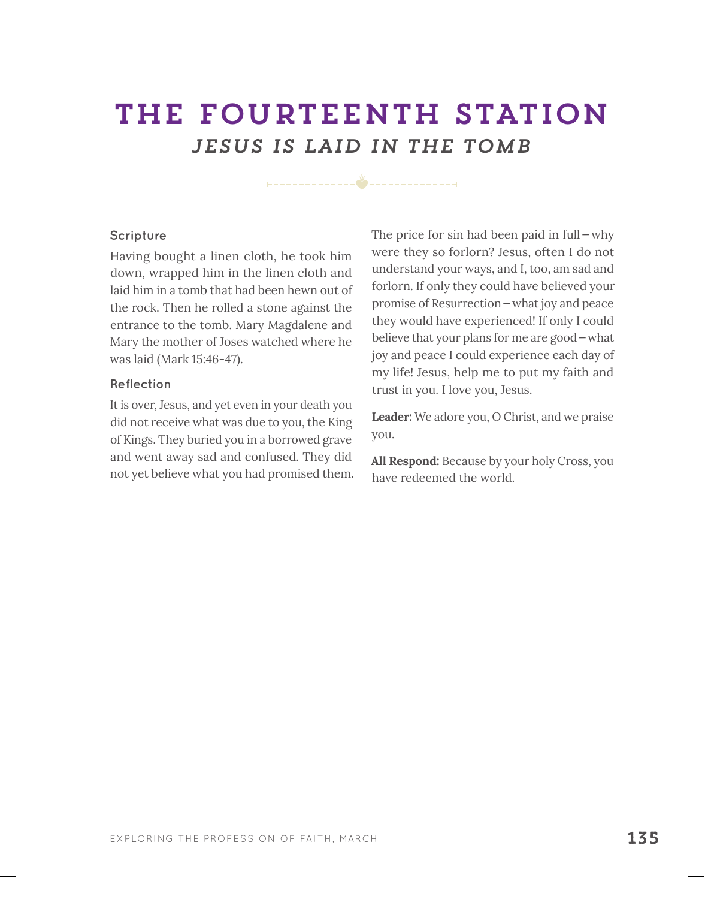# THE FOURTEENTH STATION

## *JESUS IS LAID IN THE TOMB*

### Scripture

Having bought a linen cloth, he took him down, wrapped him in the linen cloth and laid him in a tomb that had been hewn out of the rock. Then he rolled a stone against the entrance to the tomb. Mary Magdalene and Mary the mother of Joses watched where he was laid (Mark 15:46-47).

### Reflection

It is over, Jesus, and yet even in your death you did not receive what was due to you, the King of Kings. They buried you in a borrowed grave and went away sad and confused. They did not yet believe what you had promised them. The price for sin had been paid in full – why were they so forlorn? Jesus, often I do not understand your ways, and I, too, am sad and forlorn. If only they could have believed your promise of Resurrection – what joy and peace they would have experienced! If only I could believe that your plans for me are good – what joy and peace I could experience each day of my life! Jesus, help me to put my faith and trust in you. I love you, Jesus.

**Leader:** We adore you, O Christ, and we praise you.

**All Respond:** Because by your holy Cross, you have redeemed the world.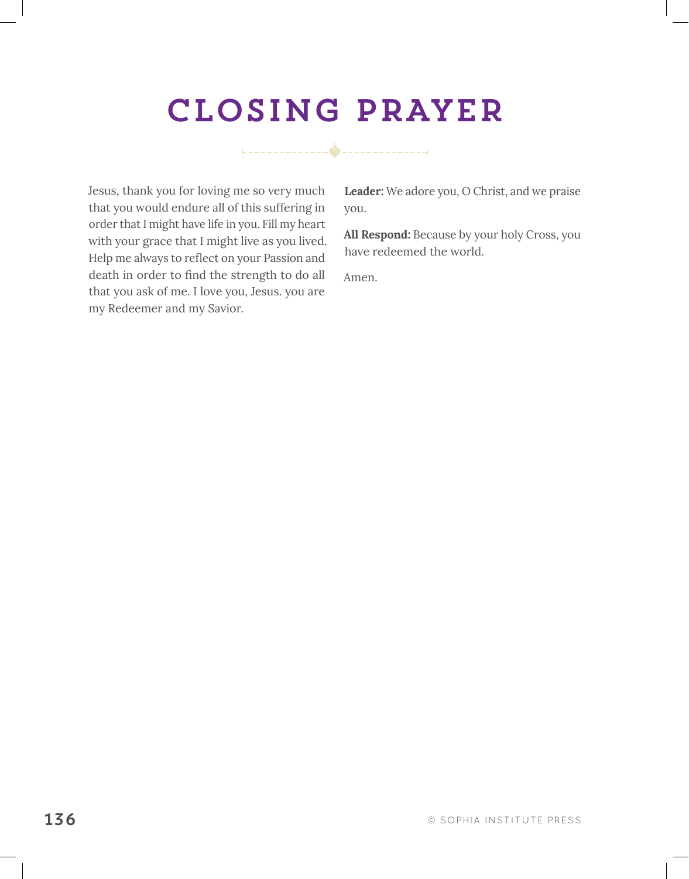# CLOSING PRAYER

Jesus, thank you for loving me so very much that you would endure all of this suffering in order that I might have life in you. Fill my heart with your grace that I might live as you lived. Help me always to reflect on your Passion and death in order to find the strength to do all that you ask of me. I love you, Jesus. you are my Redeemer and my Savior.

**Leader:** We adore you, O Christ, and we praise you.

**All Respond:** Because by your holy Cross, you have redeemed the world.

Amen.